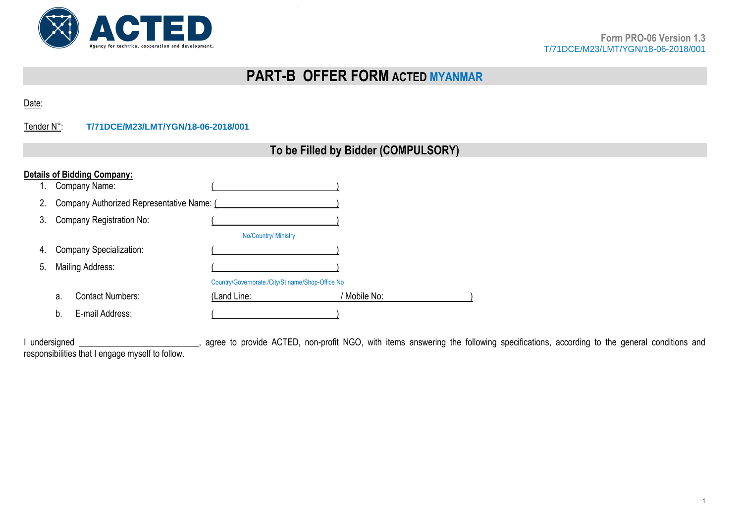Form PRO-06 Version 1.3
T/71DCE/M23/LMT/YGN/18-06-2018/001

# PART-B OFFER FORM ACTED MYANMAR

Date:

Tender N°: **T/71DCE/M23/LMT/YGN/18-06-2018/001**

## To be Filled by Bidder (COMPULSORY)

**Details of Bidding Company:**

1. Company Name: ( )
2. Company Authorized Representative Name: ( )
3. Company Registration No: ( )
   No/Country/ Ministry
4. Company Specialization: ( )
5. Mailing Address: ( )
   Country/Governorate./City/St name/Shop-Office No
   a. Contact Numbers: (Land Line: / Mobile No: )
   b. E-mail Address: ( )

I undersigned ________________________, agree to provide ACTED, non-profit NGO, with items answering the following specifications, according to the general conditions and responsibilities that I engage myself to follow.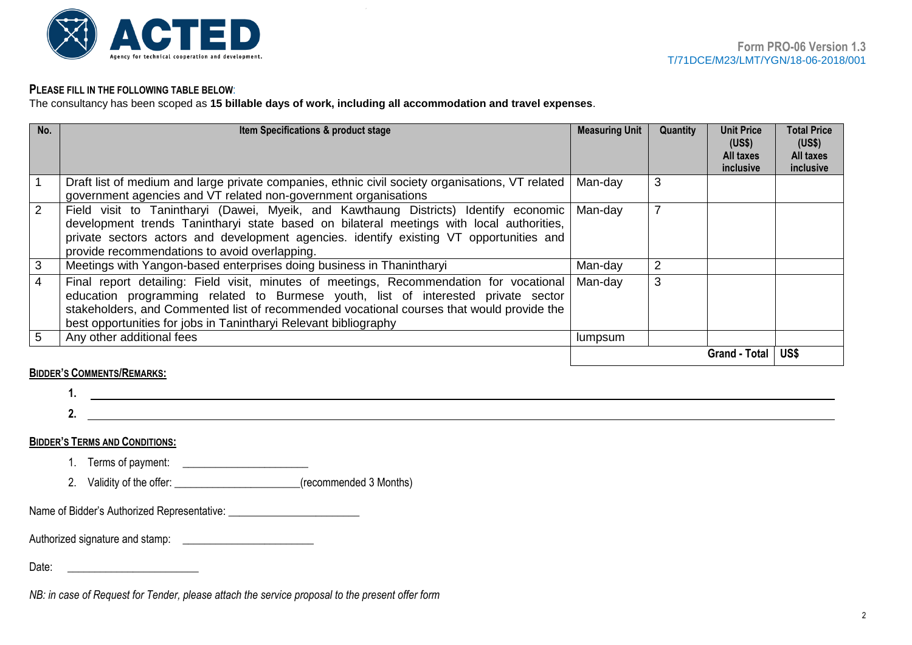ACTED
Agency for technical cooperation and development.

**Form PRO-06 Version 1.3**
T/71DCE/M23/LMT/YGN/18-06-2018/001

**PLEASE FILL IN THE FOLLOWING TABLE BELOW**:

The consultancy has been scoped as **15 billable days of work, including all accommodation and travel expenses**.

| No. | Item Specifications & product stage | Measuring Unit | Quantity | Unit Price (US$) All taxes inclusive | Total Price (US$) All taxes inclusive |
|---|---|---|---|---|---|
| 1 | Draft list of medium and large private companies, ethnic civil society organisations, VT related government agencies and VT related non-government organisations | Man-day | 3 | | |
| 2 | Field visit to Tanintharyi (Dawei, Myeik, and Kawthaung Districts) Identify economic development trends Tanintharyi state based on bilateral meetings with local authorities, private sectors actors and development agencies. identify existing VT opportunities and provide recommendations to avoid overlapping. | Man-day | 7 | | |
| 3 | Meetings with Yangon-based enterprises doing business in Thanintharyi | Man-day | 2 | | |
| 4 | Final report detailing: Field visit, minutes of meetings, Recommendation for vocational education programming related to Burmese youth, list of interested private sector stakeholders, and Commented list of recommended vocational courses that would provide the best opportunities for jobs in Tanintharyi Relevant bibliography | Man-day | 3 | | |
| 5 | Any other additional fees | lumpsum | | | |
| | | | | **Grand - Total** | **US$** |

**BIDDER'S COMMENTS/REMARKS:**

1. ______________________________
2. ______________________________

**BIDDER'S TERMS AND CONDITIONS:**

1. Terms of payment: ______________________
2. Validity of the offer: ______________________(recommended 3 Months)

Name of Bidder's Authorized Representative: ______________________

Authorized signature and stamp: ______________________

Date: ______________________

*NB: in case of Request for Tender, please attach the service proposal to the present offer form*